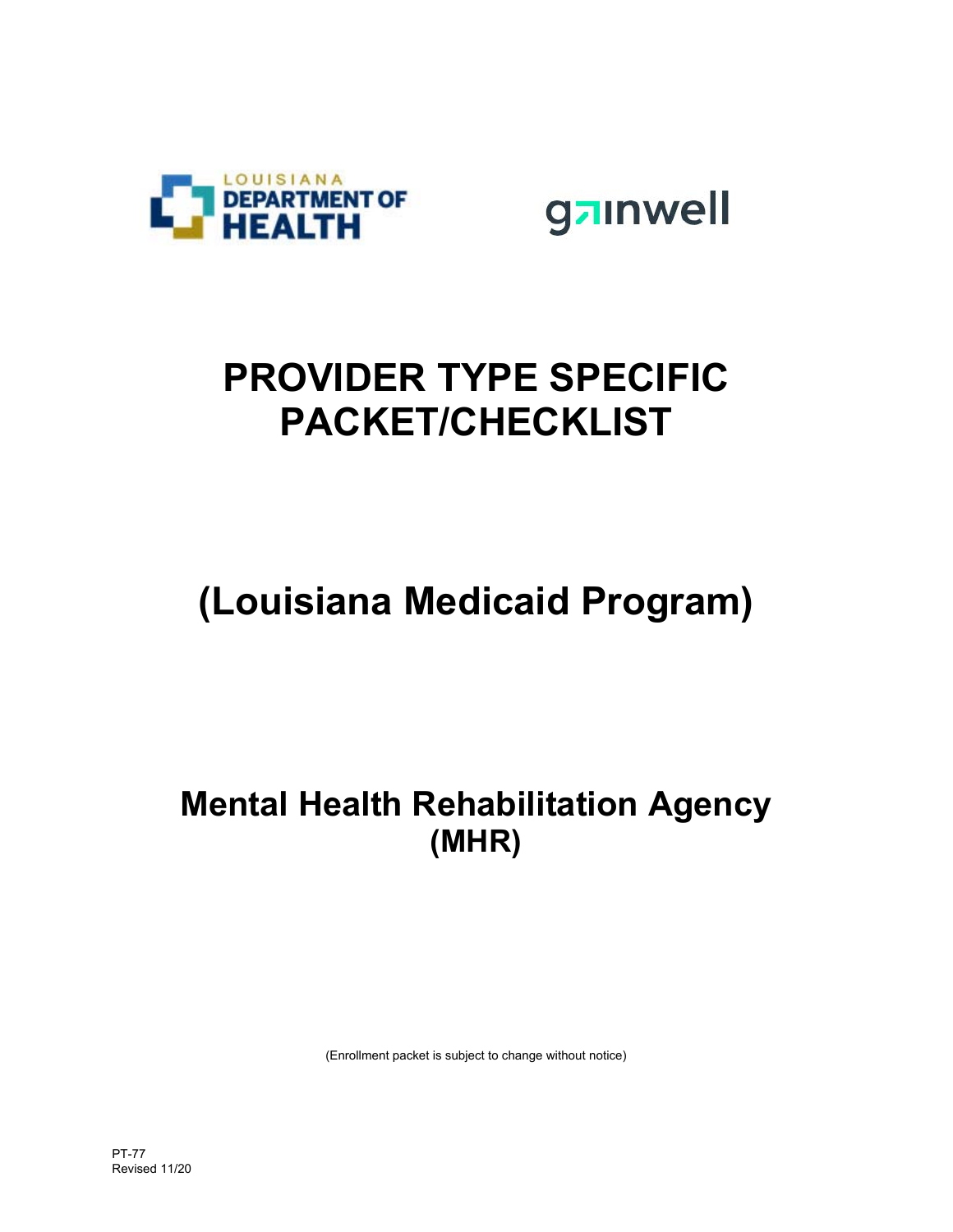LOUISIANA DEPARTMENT OF HEALTH

gainwell

# PROVIDER TYPE SPECIFIC PACKET/CHECKLIST

# (Louisiana Medicaid Program)

## Mental Health Rehabilitation Agency (MHR)

(Enrollment packet is subject to change without notice)

PT-77
Revised 11/20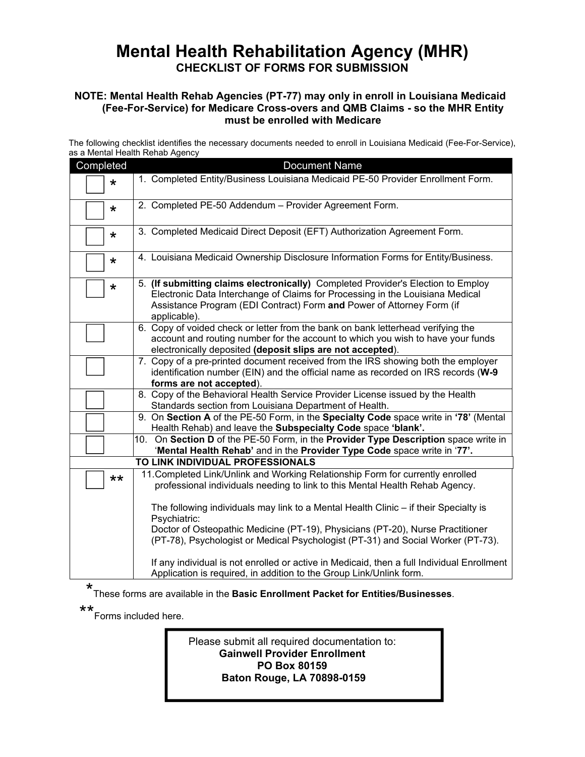# Mental Health Rehabilitation Agency (MHR)

## CHECKLIST OF FORMS FOR SUBMISSION

**NOTE: Mental Health Rehab Agencies (PT-77) may only in enroll in Louisiana Medicaid (Fee-For-Service) for Medicare Cross-overs and QMB Claims - so the MHR Entity must be enrolled with Medicare**

The following checklist identifies the necessary documents needed to enroll in Louisiana Medicaid (Fee-For-Service), as a Mental Health Rehab Agency

| Completed | Document Name |
|---|---|
| ☐ * | 1. Completed Entity/Business Louisiana Medicaid PE-50 Provider Enrollment Form. |
| ☐ * | 2. Completed PE-50 Addendum – Provider Agreement Form. |
| ☐ * | 3. Completed Medicaid Direct Deposit (EFT) Authorization Agreement Form. |
| ☐ * | 4. Louisiana Medicaid Ownership Disclosure Information Forms for Entity/Business. |
| ☐ * | 5. **(If submitting claims electronically)** Completed Provider's Election to Employ Electronic Data Interchange of Claims for Processing in the Louisiana Medical Assistance Program (EDI Contract) Form **and** Power of Attorney Form (if applicable). |
| ☐ | 6. Copy of voided check or letter from the bank on bank letterhead verifying the account and routing number for the account to which you wish to have your funds electronically deposited **(deposit slips are not accepted)**. |
| ☐ | 7. Copy of a pre-printed document received from the IRS showing both the employer identification number (EIN) and the official name as recorded on IRS records (**W-9 forms are not accepted**). |
| ☐ | 8. Copy of the Behavioral Health Service Provider License issued by the Health Standards section from Louisiana Department of Health. |
| ☐ | 9. On **Section A** of the PE-50 Form, in the **Specialty Code** space write in **'78'** (Mental Health Rehab) and leave the **Subspecialty Code** space **'blank'.** |
| ☐ | 10. On **Section D** of the PE-50 Form, in the **Provider Type Description** space write in '**Mental Health Rehab'** and in the **Provider Type Code** space write in '**77'.** |
| | **TO LINK INDIVIDUAL PROFESSIONALS** |
| ☐ ** | 11. Completed Link/Unlink and Working Relationship Form for currently enrolled professional individuals needing to link to this Mental Health Rehab Agency.<br><br>The following individuals may link to a Mental Health Clinic – if their Specialty is Psychiatric:<br>Doctor of Osteopathic Medicine (PT-19), Physicians (PT-20), Nurse Practitioner (PT-78), Psychologist or Medical Psychologist (PT-31) and Social Worker (PT-73).<br><br>If any individual is not enrolled or active in Medicaid, then a full Individual Enrollment Application is required, in addition to the Group Link/Unlink form. |

*These forms are available in the **Basic Enrollment Packet for Entities/Businesses**.

**Forms included here.

Please submit all required documentation to:
**Gainwell Provider Enrollment**
**PO Box 80159**
**Baton Rouge, LA 70898-0159**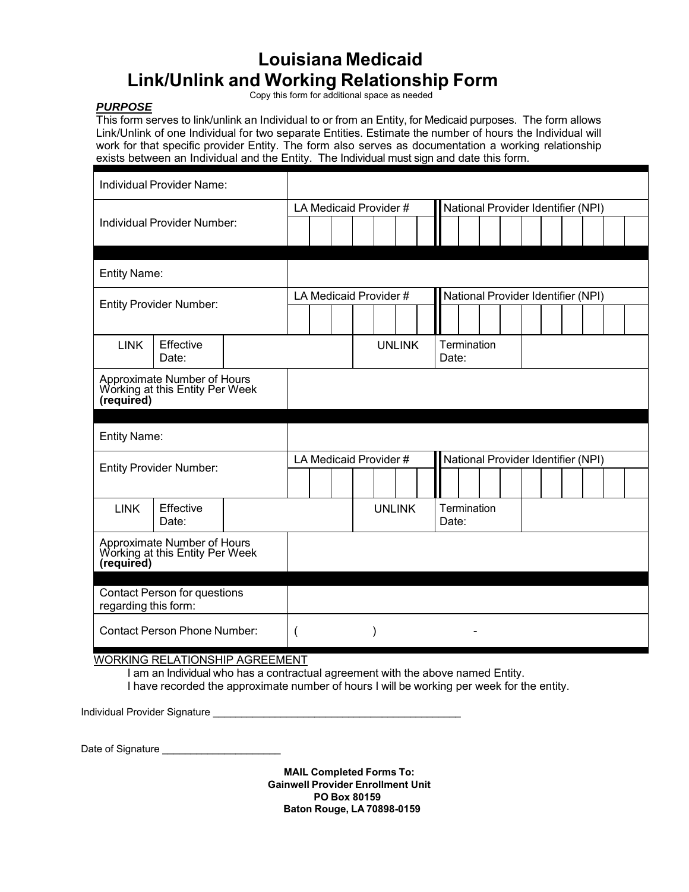# Louisiana Medicaid
# Link/Unlink and Working Relationship Form

Copy this form for additional space as needed

***PURPOSE***

This form serves to link/unlink an Individual to or from an Entity, for Medicaid purposes. The form allows Link/Unlink of one Individual for two separate Entities. Estimate the number of hours the Individual will work for that specific provider Entity. The form also serves as documentation a working relationship exists between an Individual and the Entity. The Individual must sign and date this form.

| | | | | |
|---|---|---|---|---|
| Individual Provider Name: | | | | |
| Individual Provider Number: | LA Medicaid Provider # | | National Provider Identifier (NPI) | |
| | | | | |
| Entity Name: | | | | |
| Entity Provider Number: | LA Medicaid Provider # | | National Provider Identifier (NPI) | |
| LINK | Effective Date: | | UNLINK | Termination Date: |
| Approximate Number of Hours Working at this Entity Per Week **(required)** | | | | |
| | | | | |
| Entity Name: | | | | |
| Entity Provider Number: | LA Medicaid Provider # | | National Provider Identifier (NPI) | |
| LINK | Effective Date: | | UNLINK | Termination Date: |
| Approximate Number of Hours Working at this Entity Per Week **(required)** | | | | |
| | | | | |
| Contact Person for questions regarding this form: | | | | |
| Contact Person Phone Number: | (         )         - | | | |

WORKING RELATIONSHIP AGREEMENT

I am an Individual who has a contractual agreement with the above named Entity.
I have recorded the approximate number of hours I will be working per week for the entity.

Individual Provider Signature ____________________________________________

Date of Signature _____________________

**MAIL Completed Forms To:**
**Gainwell Provider Enrollment Unit**
**PO Box 80159**
**Baton Rouge, LA 70898-0159**